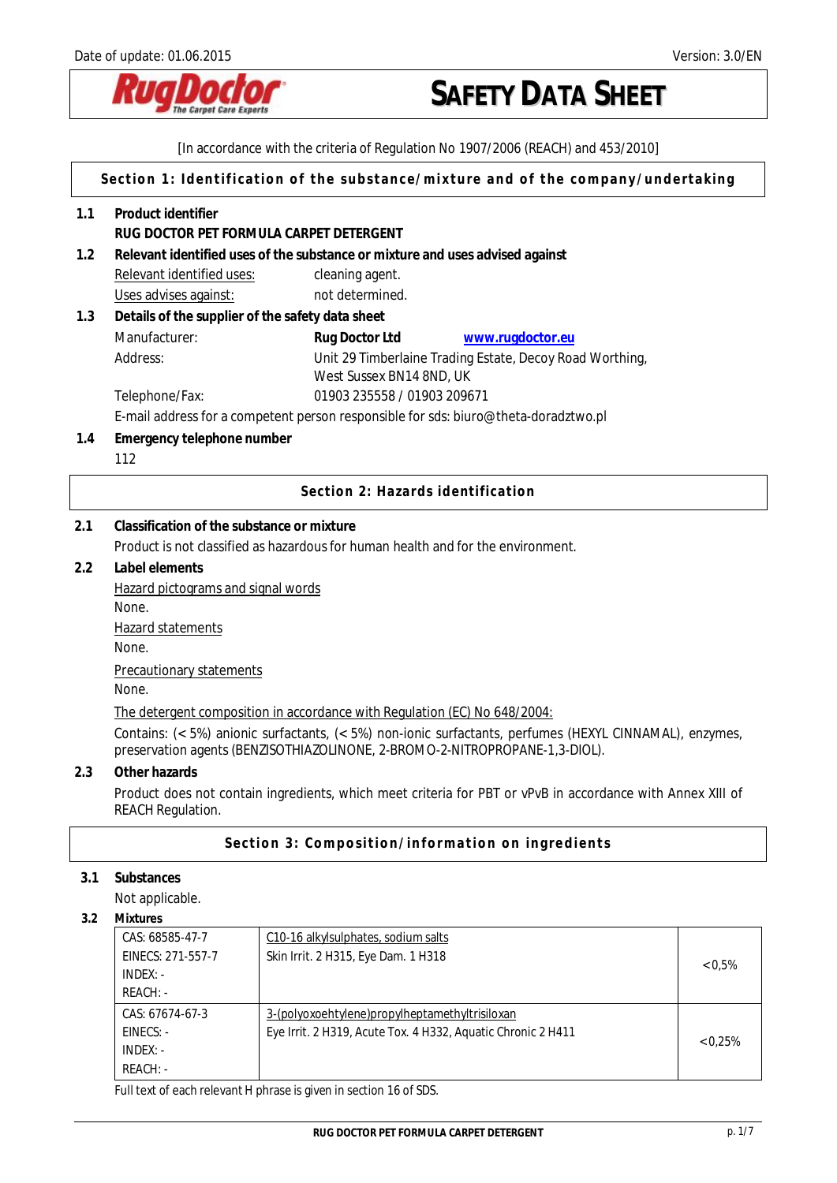Date of update: 01.06.2015 | Version: 3.0/EN

# SAFETY DATA SHEET

[In accordance with the criteria of Regulation No 1907/2006 (REACH) and 453/2010]

## Section 1: Identification of the substance/mixture and of the company/undertaking

**1.1 Product identifier**

**RUG DOCTOR PET FORMULA CARPET DETERGENT**

**1.2 Relevant identified uses of the substance or mixture and uses advised against**

Relevant identified uses: cleaning agent.

Uses advises against: not determined.

**1.3 Details of the supplier of the safety data sheet**

Manufacturer: **Rug Doctor Ltd** **www.rugdoctor.eu**

Address: Unit 29 Timberlaine Trading Estate, Decoy Road Worthing, West Sussex BN14 8ND, UK

Telephone/Fax: 01903 235558 / 01903 209671

E-mail address for a competent person responsible for sds: biuro@theta-doradztwo.pl

**1.4 Emergency telephone number**

112

## Section 2: Hazards identification

**2.1 Classification of the substance or mixture**

Product is not classified as hazardous for human health and for the environment.

**2.2 Label elements**

Hazard pictograms and signal words

None.

Hazard statements

None.

Precautionary statements

None.

The detergent composition in accordance with Regulation (EC) No 648/2004:

Contains: (< 5%) anionic surfactants, (< 5%) non-ionic surfactants, perfumes (HEXYL CINNAMAL), enzymes, preservation agents (BENZISOTHIAZOLINONE, 2-BROMO-2-NITROPROPANE-1,3-DIOL).

**2.3 Other hazards**

Product does not contain ingredients, which meet criteria for PBT or vPvB in accordance with Annex XIII of REACH Regulation.

## Section 3: Composition/information on ingredients

**3.1 Substances**

Not applicable.

**3.2 Mixtures**

| | | |
|---|---|---|
| CAS: 68585-47-7<br>EINECS: 271-557-7<br>INDEX: -<br>REACH: - | C10-16 alkylsulphates, sodium salts<br>Skin Irrit. 2 H315, Eye Dam. 1 H318 | <0,5% |
| CAS: 67674-67-3<br>EINECS: -<br>INDEX: -<br>REACH: - | 3-(polyoxoehtylene)propylheptamethyltrisiloxan<br>Eye Irrit. 2 H319, Acute Tox. 4 H332, Aquatic Chronic 2 H411 | <0,25% |

Full text of each relevant H phrase is given in section 16 of SDS.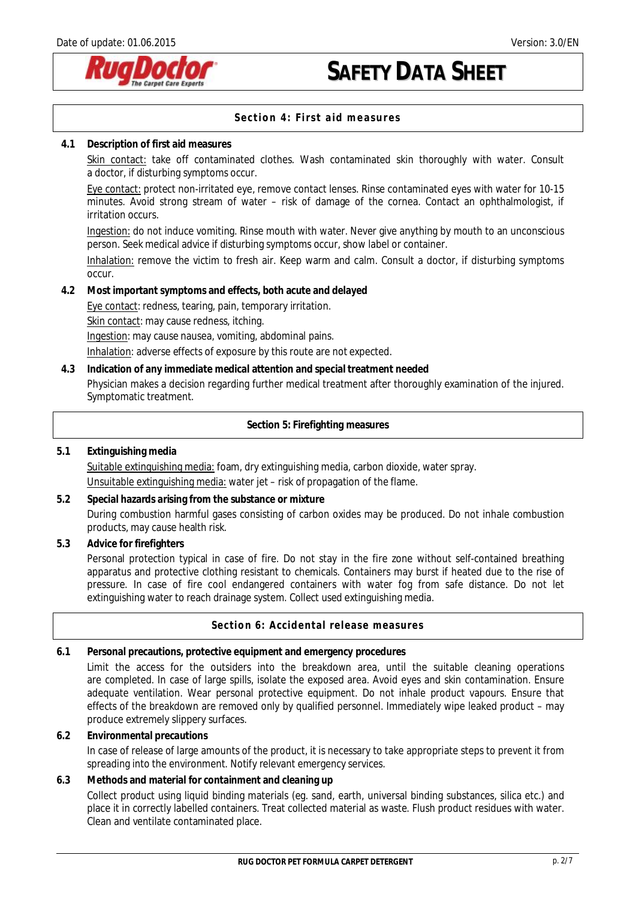## Section 4: First aid measures

**4.1 Description of first aid measures**

Skin contact: take off contaminated clothes. Wash contaminated skin thoroughly with water. Consult a doctor, if disturbing symptoms occur.

Eye contact: protect non-irritated eye, remove contact lenses. Rinse contaminated eyes with water for 10-15 minutes. Avoid strong stream of water – risk of damage of the cornea. Contact an ophthalmologist, if irritation occurs.

Ingestion: do not induce vomiting. Rinse mouth with water. Never give anything by mouth to an unconscious person. Seek medical advice if disturbing symptoms occur, show label or container.

Inhalation: remove the victim to fresh air. Keep warm and calm. Consult a doctor, if disturbing symptoms occur.

**4.2 Most important symptoms and effects, both acute and delayed**

Eye contact: redness, tearing, pain, temporary irritation.

Skin contact: may cause redness, itching.

Ingestion: may cause nausea, vomiting, abdominal pains.

Inhalation: adverse effects of exposure by this route are not expected.

**4.3 Indication of any immediate medical attention and special treatment needed**

Physician makes a decision regarding further medical treatment after thoroughly examination of the injured. Symptomatic treatment.

## Section 5: Firefighting measures

**5.1 Extinguishing media**

Suitable extinguishing media: foam, dry extinguishing media, carbon dioxide, water spray.

Unsuitable extinguishing media: water jet – risk of propagation of the flame.

**5.2 Special hazards arising from the substance or mixture**

During combustion harmful gases consisting of carbon oxides may be produced. Do not inhale combustion products, may cause health risk.

**5.3 Advice for firefighters**

Personal protection typical in case of fire. Do not stay in the fire zone without self-contained breathing apparatus and protective clothing resistant to chemicals. Containers may burst if heated due to the rise of pressure. In case of fire cool endangered containers with water fog from safe distance. Do not let extinguishing water to reach drainage system. Collect used extinguishing media.

## Section 6: Accidental release measures

**6.1 Personal precautions, protective equipment and emergency procedures**

Limit the access for the outsiders into the breakdown area, until the suitable cleaning operations are completed. In case of large spills, isolate the exposed area. Avoid eyes and skin contamination. Ensure adequate ventilation. Wear personal protective equipment. Do not inhale product vapours. Ensure that effects of the breakdown are removed only by qualified personnel. Immediately wipe leaked product – may produce extremely slippery surfaces.

**6.2 Environmental precautions**

In case of release of large amounts of the product, it is necessary to take appropriate steps to prevent it from spreading into the environment. Notify relevant emergency services.

**6.3 Methods and material for containment and cleaning up**

Collect product using liquid binding materials (eg. sand, earth, universal binding substances, silica etc.) and place it in correctly labelled containers. Treat collected material as waste. Flush product residues with water. Clean and ventilate contaminated place.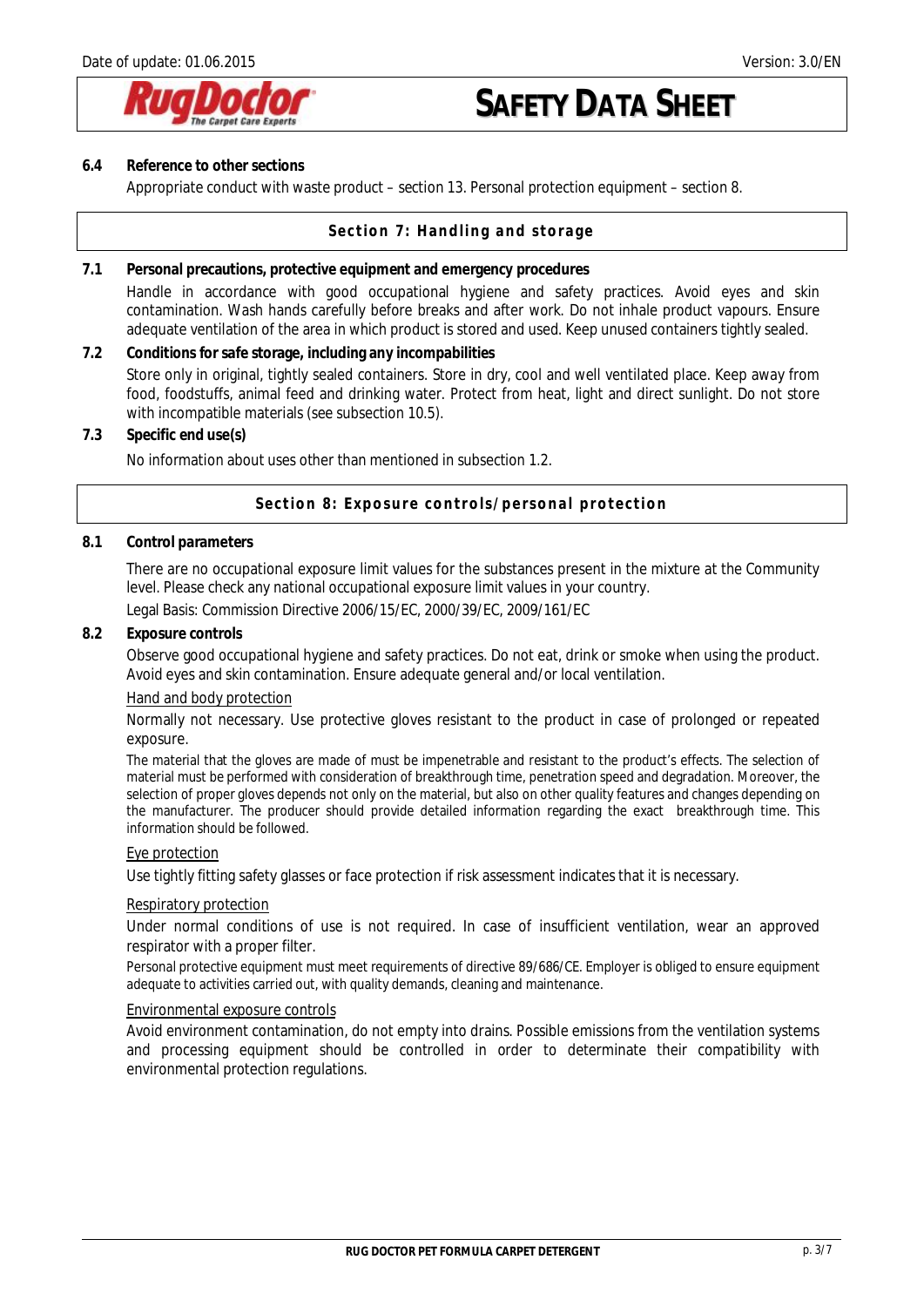**6.4 Reference to other sections**

Appropriate conduct with waste product – section 13. Personal protection equipment – section 8.

## Section 7: Handling and storage

**7.1 Personal precautions, protective equipment and emergency procedures**

Handle in accordance with good occupational hygiene and safety practices. Avoid eyes and skin contamination. Wash hands carefully before breaks and after work. Do not inhale product vapours. Ensure adequate ventilation of the area in which product is stored and used. Keep unused containers tightly sealed.

**7.2 Conditions for safe storage, including any incompabilities**

Store only in original, tightly sealed containers. Store in dry, cool and well ventilated place. Keep away from food, foodstuffs, animal feed and drinking water. Protect from heat, light and direct sunlight. Do not store with incompatible materials (see subsection 10.5).

**7.3 Specific end use(s)**

No information about uses other than mentioned in subsection 1.2.

## Section 8: Exposure controls/personal protection

**8.1 Control parameters**

There are no occupational exposure limit values for the substances present in the mixture at the Community level. Please check any national occupational exposure limit values in your country.

Legal Basis: Commission Directive 2006/15/EC, 2000/39/EC, 2009/161/EC

**8.2 Exposure controls**

Observe good occupational hygiene and safety practices. Do not eat, drink or smoke when using the product. Avoid eyes and skin contamination. Ensure adequate general and/or local ventilation.

Hand and body protection

Normally not necessary. Use protective gloves resistant to the product in case of prolonged or repeated exposure.

The material that the gloves are made of must be impenetrable and resistant to the product's effects. The selection of material must be performed with consideration of breakthrough time, penetration speed and degradation. Moreover, the selection of proper gloves depends not only on the material, but also on other quality features and changes depending on the manufacturer. The producer should provide detailed information regarding the exact breakthrough time. This information should be followed.

Eye protection

Use tightly fitting safety glasses or face protection if risk assessment indicates that it is necessary.

Respiratory protection

Under normal conditions of use is not required. In case of insufficient ventilation, wear an approved respirator with a proper filter.

Personal protective equipment must meet requirements of directive 89/686/CE. Employer is obliged to ensure equipment adequate to activities carried out, with quality demands, cleaning and maintenance.

Environmental exposure controls

Avoid environment contamination, do not empty into drains. Possible emissions from the ventilation systems and processing equipment should be controlled in order to determinate their compatibility with environmental protection regulations.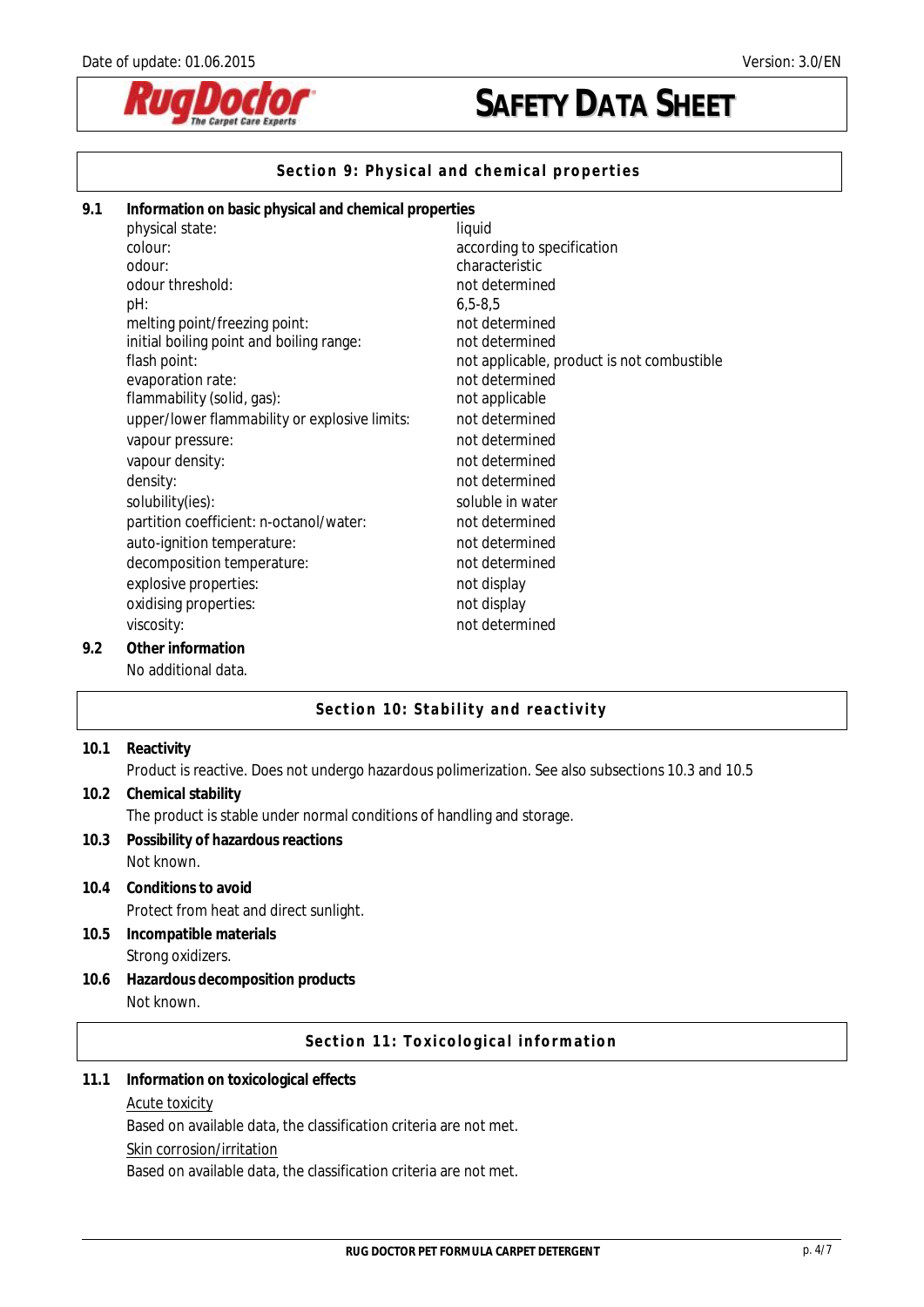## Section 9: Physical and chemical properties

**9.1 Information on basic physical and chemical properties**

| | |
|---|---|
| physical state: | liquid |
| colour: | according to specification |
| odour: | characteristic |
| odour threshold: | not determined |
| pH: | 6,5-8,5 |
| melting point/freezing point: | not determined |
| initial boiling point and boiling range: | not determined |
| flash point: | not applicable, product is not combustible |
| evaporation rate: | not determined |
| flammability (solid, gas): | not applicable |
| upper/lower flammability or explosive limits: | not determined |
| vapour pressure: | not determined |
| vapour density: | not determined |
| density: | not determined |
| solubility(ies): | soluble in water |
| partition coefficient: n-octanol/water: | not determined |
| auto-ignition temperature: | not determined |
| decomposition temperature: | not determined |
| explosive properties: | not display |
| oxidising properties: | not display |
| viscosity: | not determined |

**9.2 Other information**

No additional data.

## Section 10: Stability and reactivity

**10.1 Reactivity**

Product is reactive. Does not undergo hazardous polimerization. See also subsections 10.3 and 10.5

**10.2 Chemical stability**

The product is stable under normal conditions of handling and storage.

**10.3 Possibility of hazardous reactions**

Not known.

**10.4 Conditions to avoid**

Protect from heat and direct sunlight.

**10.5 Incompatible materials**

Strong oxidizers.

**10.6 Hazardous decomposition products**

Not known.

## Section 11: Toxicological information

**11.1 Information on toxicological effects**

Acute toxicity

Based on available data, the classification criteria are not met.

Skin corrosion/irritation

Based on available data, the classification criteria are not met.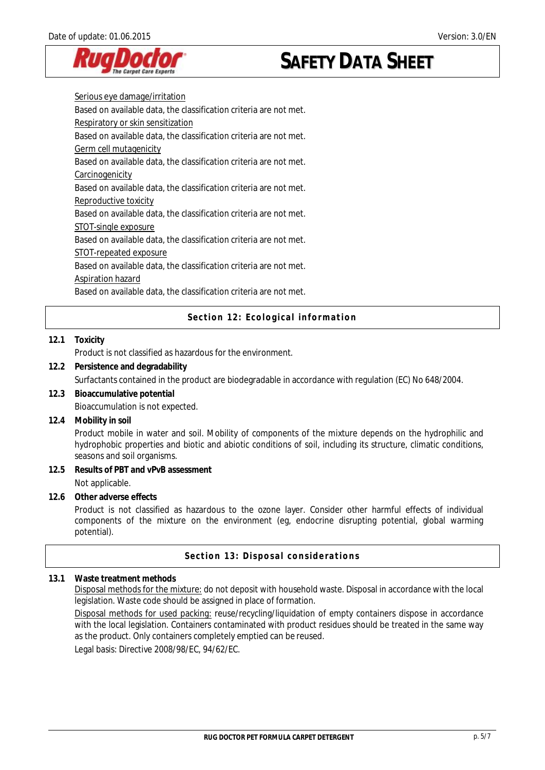Serious eye damage/irritation

Based on available data, the classification criteria are not met.

Respiratory or skin sensitization

Based on available data, the classification criteria are not met.

Germ cell mutagenicity

Based on available data, the classification criteria are not met.

Carcinogenicity

Based on available data, the classification criteria are not met.

Reproductive toxicity

Based on available data, the classification criteria are not met.

STOT-single exposure

Based on available data, the classification criteria are not met.

STOT-repeated exposure

Based on available data, the classification criteria are not met.

Aspiration hazard

Based on available data, the classification criteria are not met.

## Section 12: Ecological information

**12.1 Toxicity**

Product is not classified as hazardous for the environment.

**12.2 Persistence and degradability**

Surfactants contained in the product are biodegradable in accordance with regulation (EC) No 648/2004.

**12.3 Bioaccumulative potential**

Bioaccumulation is not expected.

**12.4 Mobility in soil**

Product mobile in water and soil. Mobility of components of the mixture depends on the hydrophilic and hydrophobic properties and biotic and abiotic conditions of soil, including its structure, climatic conditions, seasons and soil organisms.

**12.5 Results of PBT and vPvB assessment**

Not applicable.

**12.6 Other adverse effects**

Product is not classified as hazardous to the ozone layer. Consider other harmful effects of individual components of the mixture on the environment (eg, endocrine disrupting potential, global warming potential).

## Section 13: Disposal considerations

**13.1 Waste treatment methods**

Disposal methods for the mixture: do not deposit with household waste. Disposal in accordance with the local legislation. Waste code should be assigned in place of formation.

Disposal methods for used packing: reuse/recycling/liquidation of empty containers dispose in accordance with the local legislation. Containers contaminated with product residues should be treated in the same way as the product. Only containers completely emptied can be reused.

Legal basis: Directive 2008/98/EC, 94/62/EC.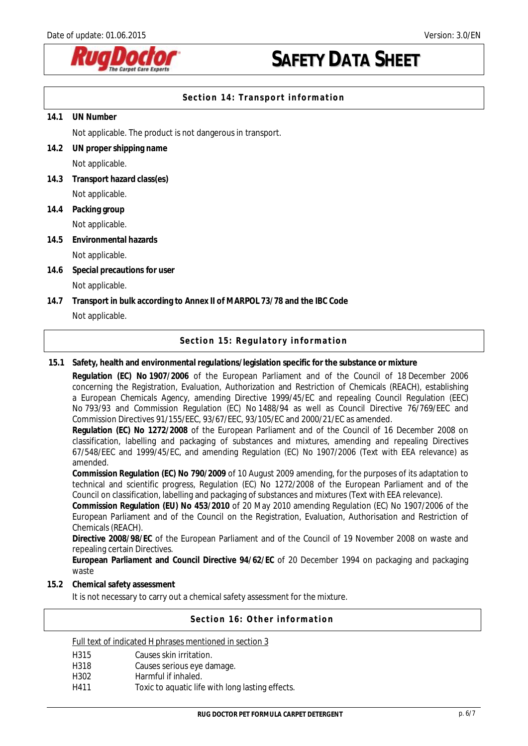## Section 14: Transport information

**14.1 UN Number**

Not applicable. The product is not dangerous in transport.

**14.2 UN proper shipping name**

Not applicable.

**14.3 Transport hazard class(es)**

Not applicable.

**14.4 Packing group**

Not applicable.

**14.5 Environmental hazards**

Not applicable.

**14.6 Special precautions for user**

Not applicable.

**14.7 Transport in bulk according to Annex II of MARPOL 73/78 and the IBC Code**

Not applicable.

## Section 15: Regulatory information

**15.1 Safety, health and environmental regulations/legislation specific for the substance or mixture**

**Regulation (EC) No 1907/2006** of the European Parliament and of the Council of 18 December 2006 concerning the Registration, Evaluation, Authorization and Restriction of Chemicals (REACH), establishing a European Chemicals Agency, amending Directive 1999/45/EC and repealing Council Regulation (EEC) No 793/93 and Commission Regulation (EC) No 1488/94 as well as Council Directive 76/769/EEC and Commission Directives 91/155/EEC, 93/67/EEC, 93/105/EC and 2000/21/EC as amended.

**Regulation (EC) No 1272/2008** of the European Parliament and of the Council of 16 December 2008 on classification, labelling and packaging of substances and mixtures, amending and repealing Directives 67/548/EEC and 1999/45/EC, and amending Regulation (EC) No 1907/2006 (Text with EEA relevance) as amended.

**Commission Regulation (EC) No 790/2009** of 10 August 2009 amending, for the purposes of its adaptation to technical and scientific progress, Regulation (EC) No 1272/2008 of the European Parliament and of the Council on classification, labelling and packaging of substances and mixtures (Text with EEA relevance).

**Commission Regulation (EU) No 453/2010** of 20 May 2010 amending Regulation (EC) No 1907/2006 of the European Parliament and of the Council on the Registration, Evaluation, Authorisation and Restriction of Chemicals (REACH).

**Directive 2008/98/EC** of the European Parliament and of the Council of 19 November 2008 on waste and repealing certain Directives.

**European Parliament and Council Directive 94/62/EC** of 20 December 1994 on packaging and packaging waste

**15.2 Chemical safety assessment**

It is not necessary to carry out a chemical safety assessment for the mixture.

## Section 16: Other information

Full text of indicated H phrases mentioned in section 3

| | |
|---|---|
| H315 | Causes skin irritation. |
| H318 | Causes serious eye damage. |
| H302 | Harmful if inhaled. |
| H411 | Toxic to aquatic life with long lasting effects. |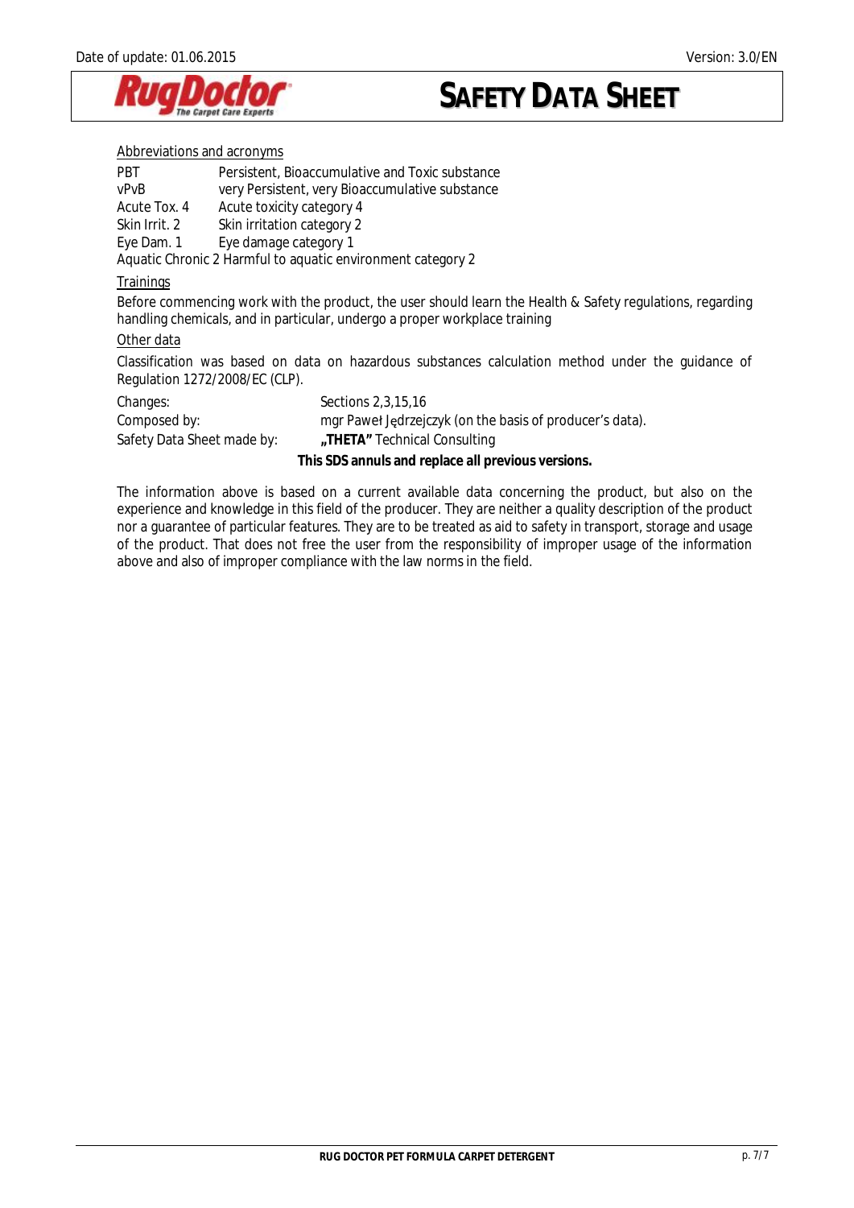Abbreviations and acronyms

| | |
|---|---|
| PBT | Persistent, Bioaccumulative and Toxic substance |
| vPvB | very Persistent, very Bioaccumulative substance |
| Acute Tox. 4 | Acute toxicity category 4 |
| Skin Irrit. 2 | Skin irritation category 2 |
| Eye Dam. 1 | Eye damage category 1 |

Aquatic Chronic 2 Harmful to aquatic environment category 2

Trainings

Before commencing work with the product, the user should learn the Health & Safety regulations, regarding handling chemicals, and in particular, undergo a proper workplace training

Other data

Classification was based on data on hazardous substances calculation method under the guidance of Regulation 1272/2008/EC (CLP).

| | |
|---|---|
| Changes: | Sections 2,3,15,16 |
| Composed by: | mgr Paweł Jędrzejczyk (on the basis of producer's data). |
| Safety Data Sheet made by: | **„THETA"** Technical Consulting |

**This SDS annuls and replace all previous versions.**

The information above is based on a current available data concerning the product, but also on the experience and knowledge in this field of the producer. They are neither a quality description of the product nor a guarantee of particular features. They are to be treated as aid to safety in transport, storage and usage of the product. That does not free the user from the responsibility of improper usage of the information above and also of improper compliance with the law norms in the field.